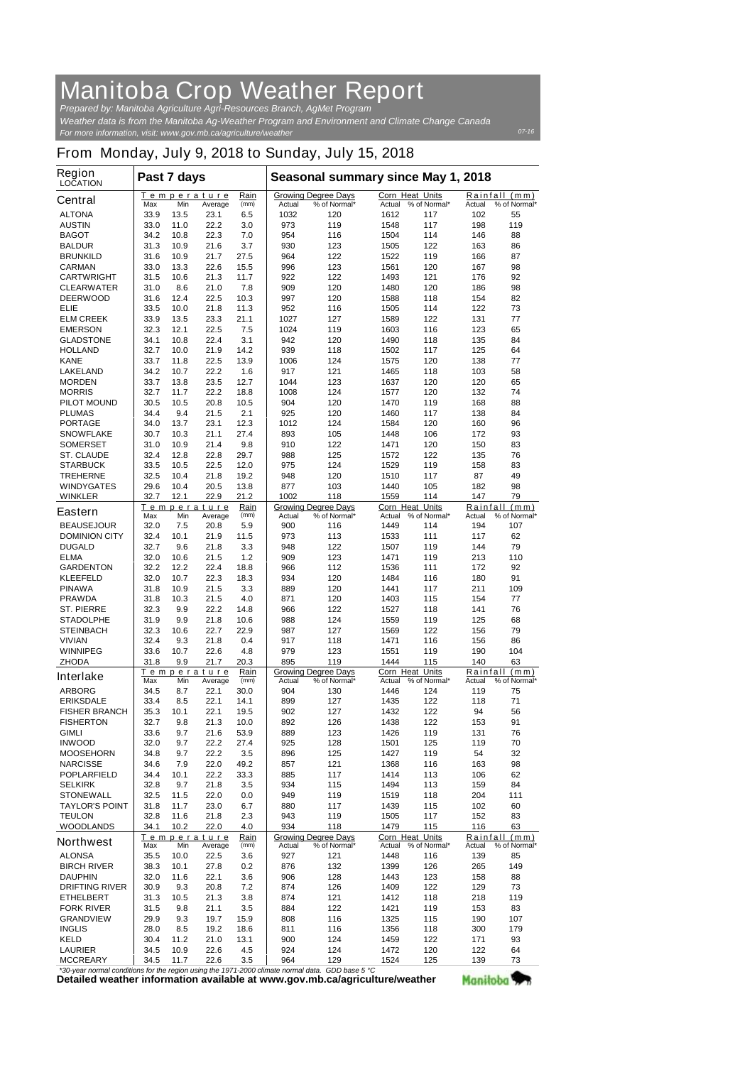# Manitoba Crop Weather Report

*Prepared by: Manitoba Agriculture Agri-Resources Branch, AgMet Program*

*Weather data is from the Manitoba Ag-Weather Program and Environment and Climate Change Canada*

*For more information, visit: www.gov.mb.ca/agriculture/weather*

07-16

## From Monday, July 9, 2018 to Sunday, July 15, 2018

| Region LOCATION | Past 7 days | | | | Seasonal summary since May 1, 2018 | | | | | |
|---|---|---|---|---|---|---|---|---|---|---|
| | Temperature | | | Rain | Growing Degree Days | | Corn Heat Units | | Rainfall (mm) | |
| **Central** | Max | Min | Average | (mm) | Actual | % of Normal* | Actual | % of Normal* | Actual | % of Normal* |
| ALTONA | 33.9 | 13.5 | 23.1 | 6.5 | 1032 | 120 | 1612 | 117 | 102 | 55 |
| AUSTIN | 33.0 | 11.0 | 22.2 | 3.0 | 973 | 119 | 1548 | 117 | 198 | 119 |
| BAGOT | 34.2 | 10.8 | 22.3 | 7.0 | 954 | 116 | 1504 | 114 | 146 | 88 |
| BALDUR | 31.3 | 10.9 | 21.6 | 3.7 | 930 | 123 | 1505 | 122 | 163 | 86 |
| BRUNKILD | 31.6 | 10.9 | 21.7 | 27.5 | 964 | 122 | 1522 | 119 | 166 | 87 |
| CARMAN | 33.0 | 13.3 | 22.6 | 15.5 | 996 | 123 | 1561 | 120 | 167 | 98 |
| CARTWRIGHT | 31.5 | 10.6 | 21.3 | 11.7 | 922 | 122 | 1493 | 121 | 176 | 92 |
| CLEARWATER | 31.0 | 8.6 | 21.0 | 7.8 | 909 | 120 | 1480 | 120 | 186 | 98 |
| DEERWOOD | 31.6 | 12.4 | 22.5 | 10.3 | 997 | 120 | 1588 | 118 | 154 | 82 |
| ELIE | 33.5 | 10.0 | 21.8 | 11.3 | 952 | 116 | 1505 | 114 | 122 | 73 |
| ELM CREEK | 33.9 | 13.5 | 23.3 | 21.1 | 1027 | 127 | 1589 | 122 | 131 | 77 |
| EMERSON | 32.3 | 12.1 | 22.5 | 7.5 | 1024 | 119 | 1603 | 116 | 123 | 65 |
| GLADSTONE | 34.1 | 10.8 | 22.4 | 3.1 | 942 | 120 | 1490 | 118 | 135 | 84 |
| HOLLAND | 32.7 | 10.0 | 21.9 | 14.2 | 939 | 118 | 1502 | 117 | 125 | 64 |
| KANE | 33.7 | 11.8 | 22.5 | 13.9 | 1006 | 124 | 1575 | 120 | 138 | 77 |
| LAKELAND | 34.2 | 10.7 | 22.2 | 1.6 | 917 | 121 | 1465 | 118 | 103 | 58 |
| MORDEN | 33.7 | 13.8 | 23.5 | 12.7 | 1044 | 123 | 1637 | 120 | 120 | 65 |
| MORRIS | 32.7 | 11.7 | 22.2 | 18.8 | 1008 | 124 | 1577 | 120 | 132 | 74 |
| PILOT MOUND | 30.5 | 10.5 | 20.8 | 10.5 | 904 | 120 | 1470 | 119 | 168 | 88 |
| PLUMAS | 34.4 | 9.4 | 21.5 | 2.1 | 925 | 120 | 1460 | 117 | 138 | 84 |
| PORTAGE | 34.0 | 13.7 | 23.1 | 12.3 | 1012 | 124 | 1584 | 120 | 160 | 96 |
| SNOWFLAKE | 30.7 | 10.3 | 21.1 | 27.4 | 893 | 105 | 1448 | 106 | 172 | 93 |
| SOMERSET | 31.0 | 10.9 | 21.4 | 9.8 | 910 | 122 | 1471 | 120 | 150 | 83 |
| ST. CLAUDE | 32.4 | 12.8 | 22.8 | 29.7 | 988 | 125 | 1572 | 122 | 135 | 76 |
| STARBUCK | 33.5 | 10.5 | 22.5 | 12.0 | 975 | 124 | 1529 | 119 | 158 | 83 |
| TREHERNE | 32.5 | 10.4 | 21.8 | 19.2 | 948 | 120 | 1510 | 117 | 87 | 49 |
| WINDYGATES | 29.6 | 10.4 | 20.5 | 13.8 | 877 | 103 | 1440 | 105 | 182 | 98 |
| WINKLER | 32.7 | 12.1 | 22.9 | 21.2 | 1002 | 118 | 1559 | 114 | 147 | 79 |
| | Temperature | | | Rain | Growing Degree Days | | Corn Heat Units | | Rainfall (mm) | |
| **Eastern** | Max | Min | Average | (mm) | Actual | % of Normal* | Actual | % of Normal* | Actual | % of Normal* |
| BEAUSEJOUR | 32.0 | 7.5 | 20.8 | 5.9 | 900 | 116 | 1449 | 114 | 194 | 107 |
| DOMINION CITY | 32.4 | 10.1 | 21.9 | 11.5 | 973 | 113 | 1533 | 111 | 117 | 62 |
| DUGALD | 32.7 | 9.6 | 21.8 | 3.3 | 948 | 122 | 1507 | 119 | 144 | 79 |
| ELMA | 32.0 | 10.6 | 21.5 | 1.2 | 909 | 123 | 1471 | 119 | 213 | 110 |
| GARDENTON | 32.2 | 12.2 | 22.4 | 18.8 | 966 | 112 | 1536 | 111 | 172 | 92 |
| KLEEFELD | 32.0 | 10.7 | 22.3 | 18.3 | 934 | 120 | 1484 | 116 | 180 | 91 |
| PINAWA | 31.8 | 10.9 | 21.5 | 3.3 | 889 | 120 | 1441 | 117 | 211 | 109 |
| PRAWDA | 31.8 | 10.3 | 21.5 | 4.0 | 871 | 120 | 1403 | 115 | 154 | 77 |
| ST. PIERRE | 32.3 | 9.9 | 22.2 | 14.8 | 966 | 122 | 1527 | 118 | 141 | 76 |
| STADOLPHE | 31.9 | 9.9 | 21.8 | 10.6 | 988 | 124 | 1559 | 119 | 125 | 68 |
| STEINBACH | 32.3 | 10.6 | 22.7 | 22.9 | 987 | 127 | 1569 | 122 | 156 | 79 |
| VIVIAN | 32.4 | 9.3 | 21.8 | 0.4 | 917 | 118 | 1471 | 116 | 156 | 86 |
| WINNIPEG | 33.6 | 10.7 | 22.6 | 4.8 | 979 | 123 | 1551 | 119 | 190 | 104 |
| ZHODA | 31.8 | 9.9 | 21.7 | 20.3 | 895 | 119 | 1444 | 115 | 140 | 63 |
| | Temperature | | | Rain | Growing Degree Days | | Corn Heat Units | | Rainfall (mm) | |
| **Interlake** | Max | Min | Average | (mm) | Actual | % of Normal* | Actual | % of Normal* | Actual | % of Normal* |
| ARBORG | 34.5 | 8.7 | 22.1 | 30.0 | 904 | 130 | 1446 | 124 | 119 | 75 |
| ERIKSDALE | 33.4 | 8.5 | 22.1 | 14.1 | 899 | 127 | 1435 | 122 | 118 | 71 |
| FISHER BRANCH | 35.3 | 10.1 | 22.1 | 19.5 | 902 | 127 | 1432 | 122 | 94 | 56 |
| FISHERTON | 32.7 | 9.8 | 21.3 | 10.0 | 892 | 126 | 1438 | 122 | 153 | 91 |
| GIMLI | 33.6 | 9.7 | 21.6 | 53.9 | 889 | 123 | 1426 | 119 | 131 | 76 |
| INWOOD | 32.0 | 9.7 | 22.2 | 27.4 | 925 | 128 | 1501 | 125 | 119 | 70 |
| MOOSEHORN | 34.8 | 9.7 | 22.2 | 3.5 | 896 | 125 | 1427 | 119 | 54 | 32 |
| NARCISSE | 34.6 | 7.9 | 22.0 | 49.2 | 857 | 121 | 1368 | 116 | 163 | 98 |
| POPLARFIELD | 34.4 | 10.1 | 22.2 | 33.3 | 885 | 117 | 1414 | 113 | 106 | 62 |
| SELKIRK | 32.8 | 9.7 | 21.8 | 3.5 | 934 | 115 | 1494 | 113 | 159 | 84 |
| STONEWALL | 32.5 | 11.5 | 22.0 | 0.0 | 949 | 119 | 1519 | 118 | 204 | 111 |
| TAYLOR'S POINT | 31.8 | 11.7 | 23.0 | 6.7 | 880 | 117 | 1439 | 115 | 102 | 60 |
| TEULON | 32.8 | 11.6 | 21.8 | 2.3 | 943 | 119 | 1505 | 117 | 152 | 83 |
| WOODLANDS | 34.1 | 10.2 | 22.0 | 4.0 | 934 | 118 | 1479 | 115 | 116 | 63 |
| | Temperature | | | Rain | Growing Degree Days | | Corn Heat Units | | Rainfall (mm) | |
| **Northwest** | Max | Min | Average | (mm) | Actual | % of Normal* | Actual | % of Normal* | Actual | % of Normal* |
| ALONSA | 35.5 | 10.0 | 22.5 | 3.6 | 927 | 121 | 1448 | 116 | 139 | 85 |
| BIRCH RIVER | 38.3 | 10.1 | 27.8 | 0.2 | 876 | 132 | 1399 | 126 | 265 | 149 |
| DAUPHIN | 32.0 | 11.6 | 22.1 | 3.6 | 906 | 128 | 1443 | 123 | 158 | 88 |
| DRIFTING RIVER | 30.9 | 9.3 | 20.8 | 7.2 | 874 | 126 | 1409 | 122 | 129 | 73 |
| ETHELBERT | 31.3 | 10.5 | 21.3 | 3.8 | 874 | 121 | 1412 | 118 | 218 | 119 |
| FORK RIVER | 31.5 | 9.8 | 21.1 | 3.5 | 884 | 122 | 1421 | 119 | 153 | 83 |
| GRANDVIEW | 29.9 | 9.3 | 19.7 | 15.9 | 808 | 116 | 1325 | 115 | 190 | 107 |
| INGLIS | 28.0 | 8.5 | 19.2 | 18.6 | 811 | 116 | 1356 | 118 | 300 | 179 |
| KELD | 30.4 | 11.2 | 21.0 | 13.1 | 900 | 124 | 1459 | 122 | 171 | 93 |
| LAURIER | 34.5 | 10.9 | 22.6 | 4.5 | 924 | 124 | 1472 | 120 | 122 | 64 |
| MCCREARY | 34.5 | 11.7 | 22.6 | 3.5 | 964 | 129 | 1524 | 125 | 139 | 73 |

*\*30-year normal conditions for the region using the 1971-2000 climate normal data. GDD base 5 °C*

**Detailed weather information available at www.gov.mb.ca/agriculture/weather**

Manitoba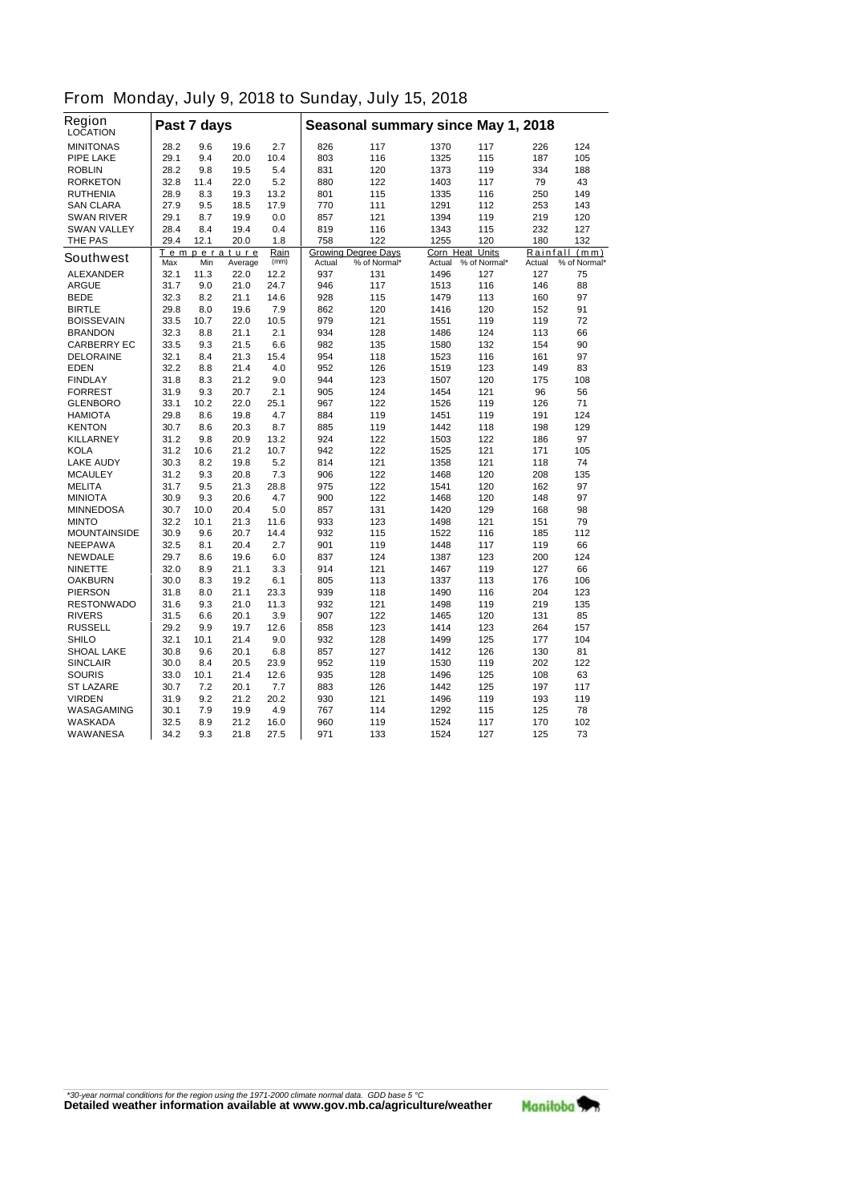# From Monday, July 9, 2018 to Sunday, July 15, 2018

| Region<br>LOCATION | Past 7 days | | | | Seasonal summary since May 1, 2018 | | | | | |
|---|---|---|---|---|---|---|---|---|---|---|
| MINITONAS | 28.2 | 9.6 | 19.6 | 2.7 | 826 | 117 | 1370 | 117 | 226 | 124 |
| PIPE LAKE | 29.1 | 9.4 | 20.0 | 10.4 | 803 | 116 | 1325 | 115 | 187 | 105 |
| ROBLIN | 28.2 | 9.8 | 19.5 | 5.4 | 831 | 120 | 1373 | 119 | 334 | 188 |
| RORKETON | 32.8 | 11.4 | 22.0 | 5.2 | 880 | 122 | 1403 | 117 | 79 | 43 |
| RUTHENIA | 28.9 | 8.3 | 19.3 | 13.2 | 801 | 115 | 1335 | 116 | 250 | 149 |
| SAN CLARA | 27.9 | 9.5 | 18.5 | 17.9 | 770 | 111 | 1291 | 112 | 253 | 143 |
| SWAN RIVER | 29.1 | 8.7 | 19.9 | 0.0 | 857 | 121 | 1394 | 119 | 219 | 120 |
| SWAN VALLEY | 28.4 | 8.4 | 19.4 | 0.4 | 819 | 116 | 1343 | 115 | 232 | 127 |
| THE PAS | 29.4 | 12.1 | 20.0 | 1.8 | 758 | 122 | 1255 | 120 | 180 | 132 |

| Southwest | Temperature | | | Rain | Growing Degree Days | | Corn Heat Units | | Rainfall (mm) | |
|---|---|---|---|---|---|---|---|---|---|---|
| | Max | Min | Average | (mm) | Actual | % of Normal* | Actual | % of Normal* | Actual | % of Normal* |
| ALEXANDER | 32.1 | 11.3 | 22.0 | 12.2 | 937 | 131 | 1496 | 127 | 127 | 75 |
| ARGUE | 31.7 | 9.0 | 21.0 | 24.7 | 946 | 117 | 1513 | 116 | 146 | 88 |
| BEDE | 32.3 | 8.2 | 21.1 | 14.6 | 928 | 115 | 1479 | 113 | 160 | 97 |
| BIRTLE | 29.8 | 8.0 | 19.6 | 7.9 | 862 | 120 | 1416 | 120 | 152 | 91 |
| BOISSEVAIN | 33.5 | 10.7 | 22.0 | 10.5 | 979 | 121 | 1551 | 119 | 119 | 72 |
| BRANDON | 32.3 | 8.8 | 21.1 | 2.1 | 934 | 128 | 1486 | 124 | 113 | 66 |
| CARBERRY EC | 33.5 | 9.3 | 21.5 | 6.6 | 982 | 135 | 1580 | 132 | 154 | 90 |
| DELORAINE | 32.1 | 8.4 | 21.3 | 15.4 | 954 | 118 | 1523 | 116 | 161 | 97 |
| EDEN | 32.2 | 8.8 | 21.4 | 4.0 | 952 | 126 | 1519 | 123 | 149 | 83 |
| FINDLAY | 31.8 | 8.3 | 21.2 | 9.0 | 944 | 123 | 1507 | 120 | 175 | 108 |
| FORREST | 31.9 | 9.3 | 20.7 | 2.1 | 905 | 124 | 1454 | 121 | 96 | 56 |
| GLENBORO | 33.1 | 10.2 | 22.0 | 25.1 | 967 | 122 | 1526 | 119 | 126 | 71 |
| HAMIOTA | 29.8 | 8.6 | 19.8 | 4.7 | 884 | 119 | 1451 | 119 | 191 | 124 |
| KENTON | 30.7 | 8.6 | 20.3 | 8.7 | 885 | 119 | 1442 | 118 | 198 | 129 |
| KILLARNEY | 31.2 | 9.8 | 20.9 | 13.2 | 924 | 122 | 1503 | 122 | 186 | 97 |
| KOLA | 31.2 | 10.6 | 21.2 | 10.7 | 942 | 122 | 1525 | 121 | 171 | 105 |
| LAKE AUDY | 30.3 | 8.2 | 19.8 | 5.2 | 814 | 121 | 1358 | 121 | 118 | 74 |
| MCAULEY | 31.2 | 9.3 | 20.8 | 7.3 | 906 | 122 | 1468 | 120 | 208 | 135 |
| MELITA | 31.7 | 9.5 | 21.3 | 28.8 | 975 | 122 | 1541 | 120 | 162 | 97 |
| MINIOTA | 30.9 | 9.3 | 20.6 | 4.7 | 900 | 122 | 1468 | 120 | 148 | 97 |
| MINNEDOSA | 30.7 | 10.0 | 20.4 | 5.0 | 857 | 131 | 1420 | 129 | 168 | 98 |
| MINTO | 32.2 | 10.1 | 21.3 | 11.6 | 933 | 123 | 1498 | 121 | 151 | 79 |
| MOUNTAINSIDE | 30.9 | 9.6 | 20.7 | 14.4 | 932 | 115 | 1522 | 116 | 185 | 112 |
| NEEPAWA | 32.5 | 8.1 | 20.4 | 2.7 | 901 | 119 | 1448 | 117 | 119 | 66 |
| NEWDALE | 29.7 | 8.6 | 19.6 | 6.0 | 837 | 124 | 1387 | 123 | 200 | 124 |
| NINETTE | 32.0 | 8.9 | 21.1 | 3.3 | 914 | 121 | 1467 | 119 | 127 | 66 |
| OAKBURN | 30.0 | 8.3 | 19.2 | 6.1 | 805 | 113 | 1337 | 113 | 176 | 106 |
| PIERSON | 31.8 | 8.0 | 21.1 | 23.3 | 939 | 118 | 1490 | 116 | 204 | 123 |
| RESTONWADO | 31.6 | 9.3 | 21.0 | 11.3 | 932 | 121 | 1498 | 119 | 219 | 135 |
| RIVERS | 31.5 | 6.6 | 20.1 | 3.9 | 907 | 122 | 1465 | 120 | 131 | 85 |
| RUSSELL | 29.2 | 9.9 | 19.7 | 12.6 | 858 | 123 | 1414 | 123 | 264 | 157 |
| SHILO | 32.1 | 10.1 | 21.4 | 9.0 | 932 | 128 | 1499 | 125 | 177 | 104 |
| SHOAL LAKE | 30.8 | 9.6 | 20.1 | 6.8 | 857 | 127 | 1412 | 126 | 130 | 81 |
| SINCLAIR | 30.0 | 8.4 | 20.5 | 23.9 | 952 | 119 | 1530 | 119 | 202 | 122 |
| SOURIS | 33.0 | 10.1 | 21.4 | 12.6 | 935 | 128 | 1496 | 125 | 108 | 63 |
| ST LAZARE | 30.7 | 7.2 | 20.1 | 7.7 | 883 | 126 | 1442 | 125 | 197 | 117 |
| VIRDEN | 31.9 | 9.2 | 21.2 | 20.2 | 930 | 121 | 1496 | 119 | 193 | 119 |
| WASAGAMING | 30.1 | 7.9 | 19.9 | 4.9 | 767 | 114 | 1292 | 115 | 125 | 78 |
| WASKADA | 32.5 | 8.9 | 21.2 | 16.0 | 960 | 119 | 1524 | 117 | 170 | 102 |
| WAWANESA | 34.2 | 9.3 | 21.8 | 27.5 | 971 | 133 | 1524 | 127 | 125 | 73 |

*30-year normal conditions for the region using the 1971-2000 climate normal data. GDD base 5 °C

**Detailed weather information available at www.gov.mb.ca/agriculture/weather**

Manitoba